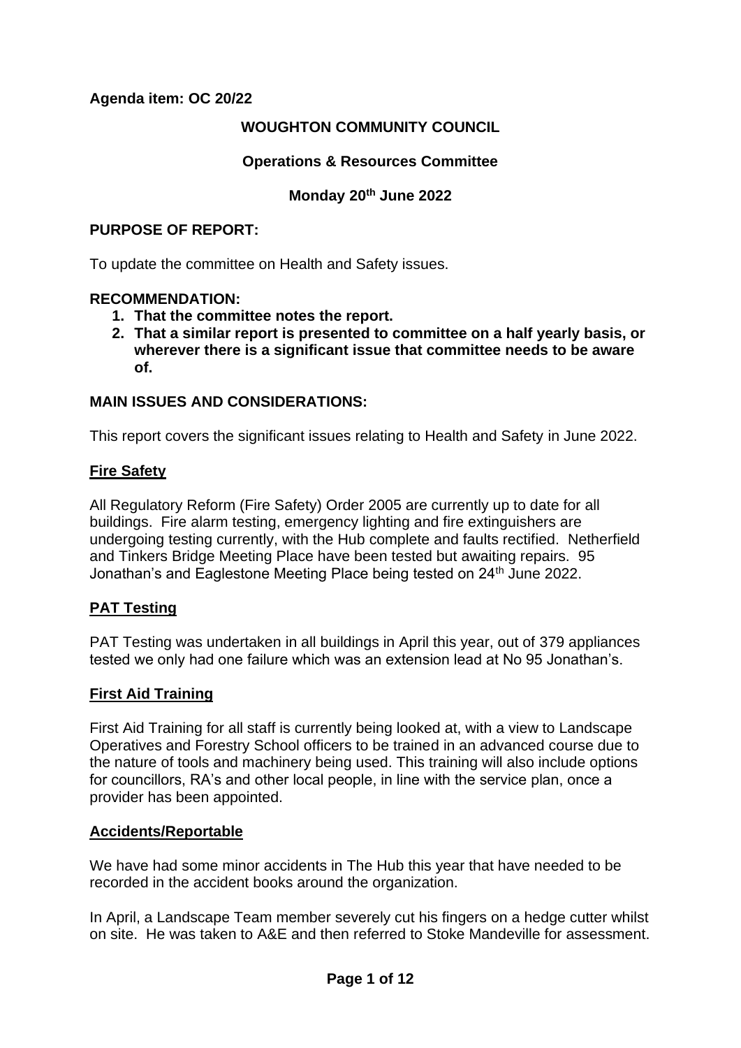**Agenda item: OC 20/22**

**WOUGHTON COMMUNITY COUNCIL**

**Operations & Resources Committee**

**Monday 20th June 2022**

**PURPOSE OF REPORT:**

To update the committee on Health and Safety issues.

**RECOMMENDATION:**

1. **That the committee notes the report.**
2. **That a similar report is presented to committee on a half yearly basis, or wherever there is a significant issue that committee needs to be aware of.**

**MAIN ISSUES AND CONSIDERATIONS:**

This report covers the significant issues relating to Health and Safety in June 2022.

**Fire Safety**

All Regulatory Reform (Fire Safety) Order 2005 are currently up to date for all buildings. Fire alarm testing, emergency lighting and fire extinguishers are undergoing testing currently, with the Hub complete and faults rectified. Netherfield and Tinkers Bridge Meeting Place have been tested but awaiting repairs. 95 Jonathan's and Eaglestone Meeting Place being tested on 24th June 2022.

**PAT Testing**

PAT Testing was undertaken in all buildings in April this year, out of 379 appliances tested we only had one failure which was an extension lead at No 95 Jonathan's.

**First Aid Training**

First Aid Training for all staff is currently being looked at, with a view to Landscape Operatives and Forestry School officers to be trained in an advanced course due to the nature of tools and machinery being used. This training will also include options for councillors, RA's and other local people, in line with the service plan, once a provider has been appointed.

**Accidents/Reportable**

We have had some minor accidents in The Hub this year that have needed to be recorded in the accident books around the organization.

In April, a Landscape Team member severely cut his fingers on a hedge cutter whilst on site. He was taken to A&E and then referred to Stoke Mandeville for assessment.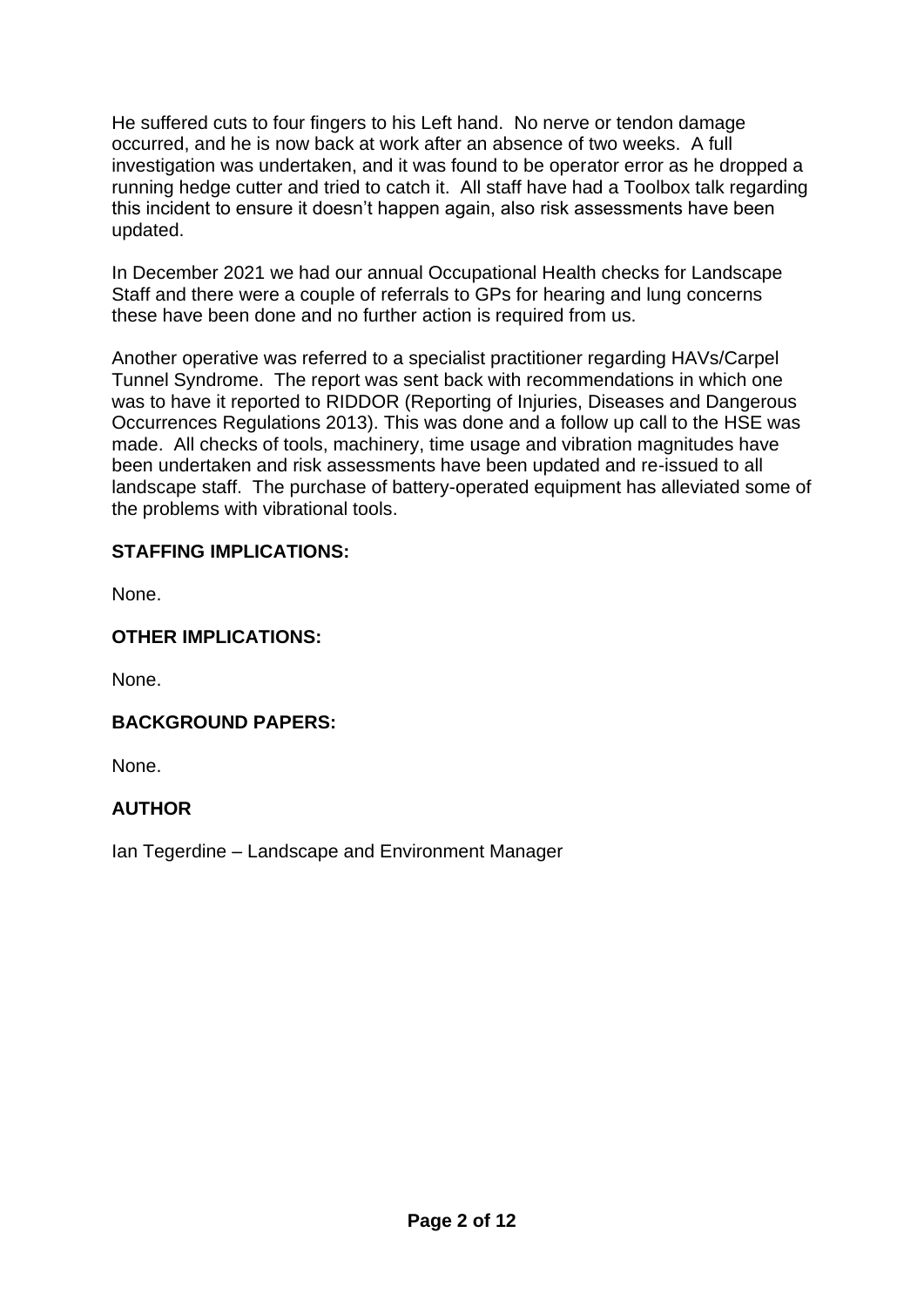He suffered cuts to four fingers to his Left hand. No nerve or tendon damage occurred, and he is now back at work after an absence of two weeks. A full investigation was undertaken, and it was found to be operator error as he dropped a running hedge cutter and tried to catch it. All staff have had a Toolbox talk regarding this incident to ensure it doesn't happen again, also risk assessments have been updated.

In December 2021 we had our annual Occupational Health checks for Landscape Staff and there were a couple of referrals to GPs for hearing and lung concerns these have been done and no further action is required from us.

Another operative was referred to a specialist practitioner regarding HAVs/Carpel Tunnel Syndrome. The report was sent back with recommendations in which one was to have it reported to RIDDOR (Reporting of Injuries, Diseases and Dangerous Occurrences Regulations 2013). This was done and a follow up call to the HSE was made. All checks of tools, machinery, time usage and vibration magnitudes have been undertaken and risk assessments have been updated and re-issued to all landscape staff. The purchase of battery-operated equipment has alleviated some of the problems with vibrational tools.

**STAFFING IMPLICATIONS:**

None.

**OTHER IMPLICATIONS:**

None.

**BACKGROUND PAPERS:**

None.

**AUTHOR**

Ian Tegerdine – Landscape and Environment Manager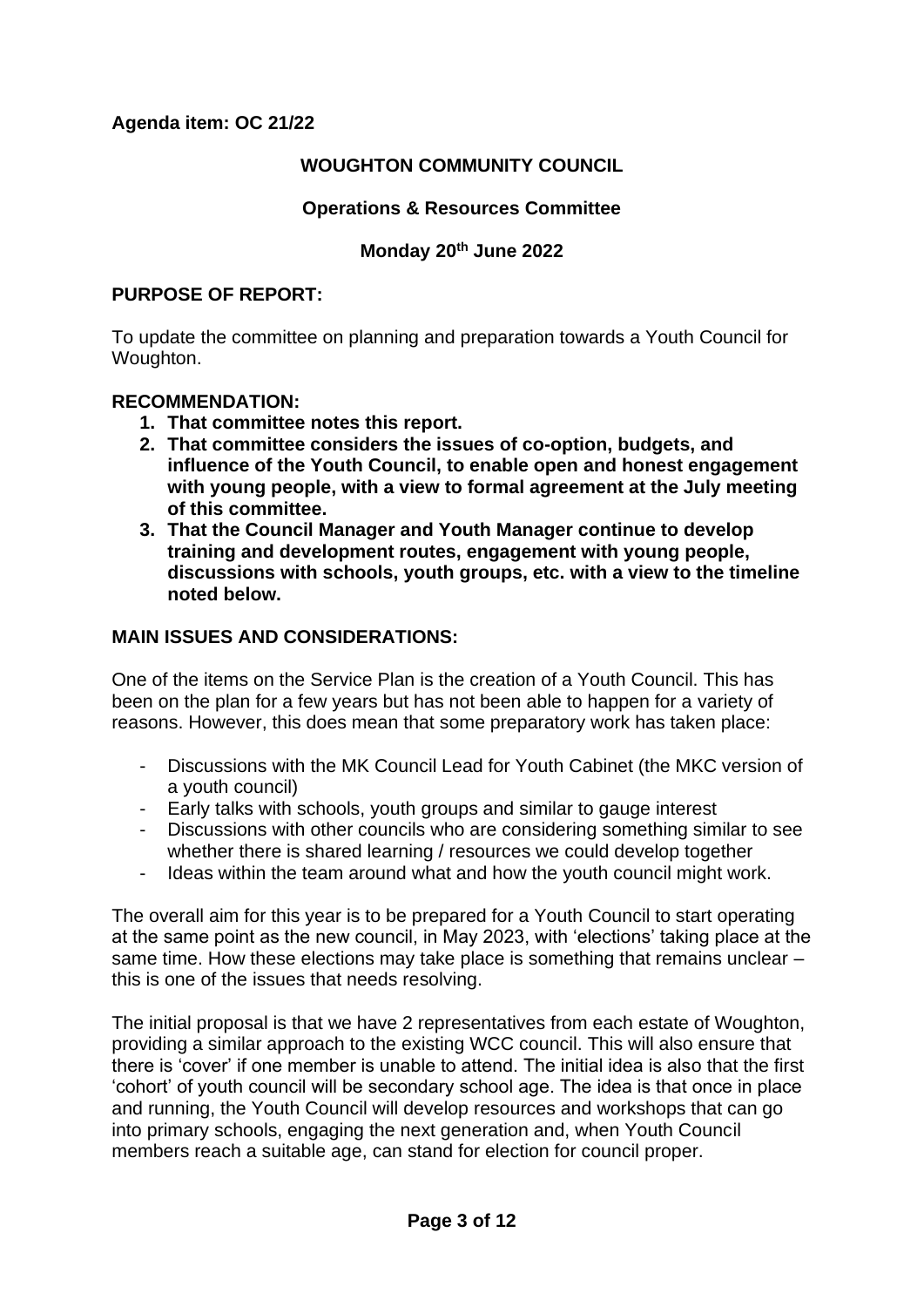**Agenda item: OC 21/22**

**WOUGHTON COMMUNITY COUNCIL**

**Operations & Resources Committee**

**Monday 20th June 2022**

**PURPOSE OF REPORT:**

To update the committee on planning and preparation towards a Youth Council for Woughton.

**RECOMMENDATION:**

1. **That committee notes this report.**
2. **That committee considers the issues of co-option, budgets, and influence of the Youth Council, to enable open and honest engagement with young people, with a view to formal agreement at the July meeting of this committee.**
3. **That the Council Manager and Youth Manager continue to develop training and development routes, engagement with young people, discussions with schools, youth groups, etc. with a view to the timeline noted below.**

**MAIN ISSUES AND CONSIDERATIONS:**

One of the items on the Service Plan is the creation of a Youth Council. This has been on the plan for a few years but has not been able to happen for a variety of reasons. However, this does mean that some preparatory work has taken place:

- Discussions with the MK Council Lead for Youth Cabinet (the MKC version of a youth council)
- Early talks with schools, youth groups and similar to gauge interest
- Discussions with other councils who are considering something similar to see whether there is shared learning / resources we could develop together
- Ideas within the team around what and how the youth council might work.

The overall aim for this year is to be prepared for a Youth Council to start operating at the same point as the new council, in May 2023, with 'elections' taking place at the same time. How these elections may take place is something that remains unclear – this is one of the issues that needs resolving.

The initial proposal is that we have 2 representatives from each estate of Woughton, providing a similar approach to the existing WCC council. This will also ensure that there is 'cover' if one member is unable to attend. The initial idea is also that the first 'cohort' of youth council will be secondary school age. The idea is that once in place and running, the Youth Council will develop resources and workshops that can go into primary schools, engaging the next generation and, when Youth Council members reach a suitable age, can stand for election for council proper.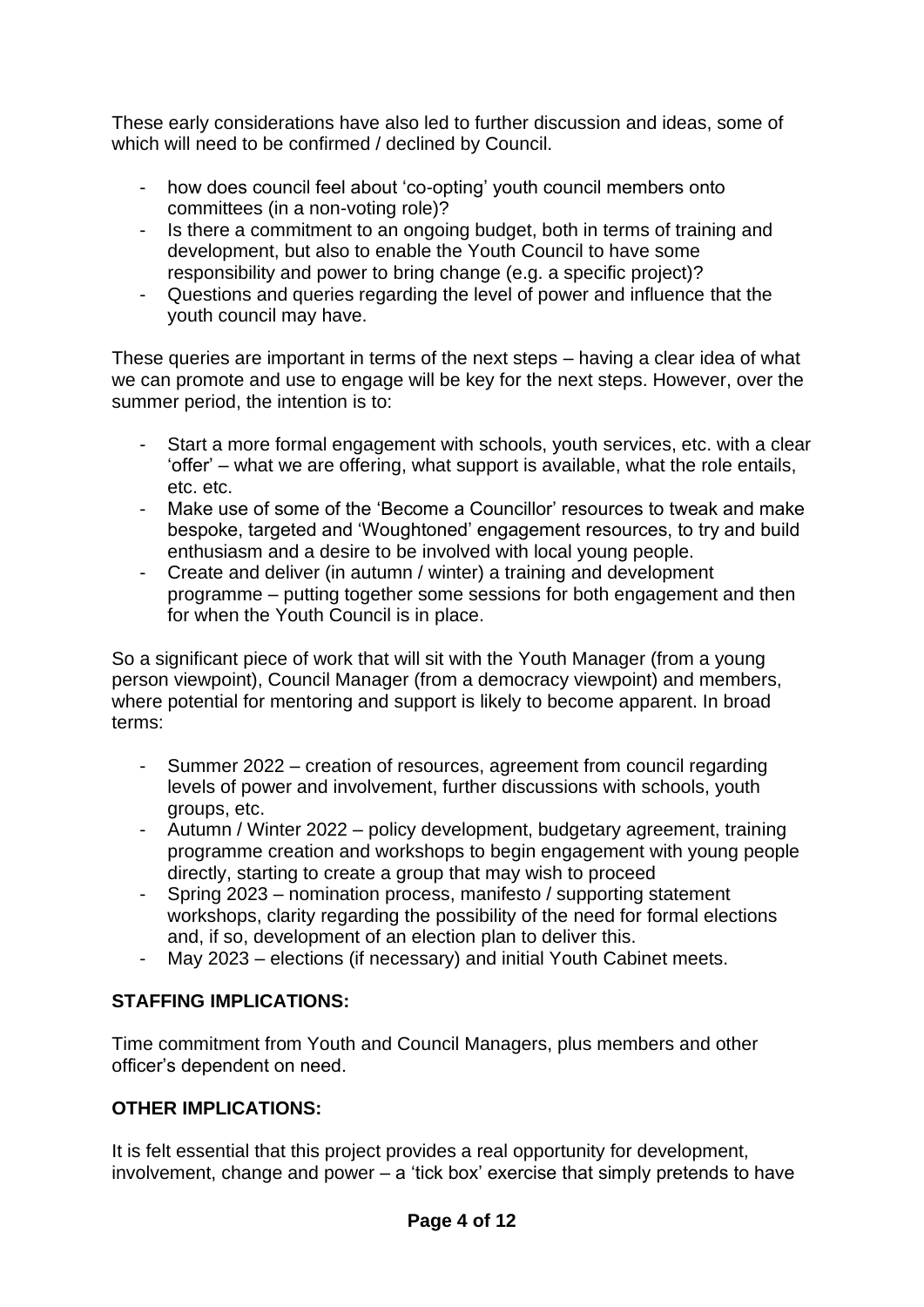These early considerations have also led to further discussion and ideas, some of which will need to be confirmed / declined by Council.

- how does council feel about 'co-opting' youth council members onto committees (in a non-voting role)?
- Is there a commitment to an ongoing budget, both in terms of training and development, but also to enable the Youth Council to have some responsibility and power to bring change (e.g. a specific project)?
- Questions and queries regarding the level of power and influence that the youth council may have.

These queries are important in terms of the next steps – having a clear idea of what we can promote and use to engage will be key for the next steps. However, over the summer period, the intention is to:

- Start a more formal engagement with schools, youth services, etc. with a clear 'offer' – what we are offering, what support is available, what the role entails, etc. etc.
- Make use of some of the 'Become a Councillor' resources to tweak and make bespoke, targeted and 'Woughtoned' engagement resources, to try and build enthusiasm and a desire to be involved with local young people.
- Create and deliver (in autumn / winter) a training and development programme – putting together some sessions for both engagement and then for when the Youth Council is in place.

So a significant piece of work that will sit with the Youth Manager (from a young person viewpoint), Council Manager (from a democracy viewpoint) and members, where potential for mentoring and support is likely to become apparent. In broad terms:

- Summer 2022 – creation of resources, agreement from council regarding levels of power and involvement, further discussions with schools, youth groups, etc.
- Autumn / Winter 2022 – policy development, budgetary agreement, training programme creation and workshops to begin engagement with young people directly, starting to create a group that may wish to proceed
- Spring 2023 – nomination process, manifesto / supporting statement workshops, clarity regarding the possibility of the need for formal elections and, if so, development of an election plan to deliver this.
- May 2023 – elections (if necessary) and initial Youth Cabinet meets.

**STAFFING IMPLICATIONS:**

Time commitment from Youth and Council Managers, plus members and other officer's dependent on need.

**OTHER IMPLICATIONS:**

It is felt essential that this project provides a real opportunity for development, involvement, change and power – a 'tick box' exercise that simply pretends to have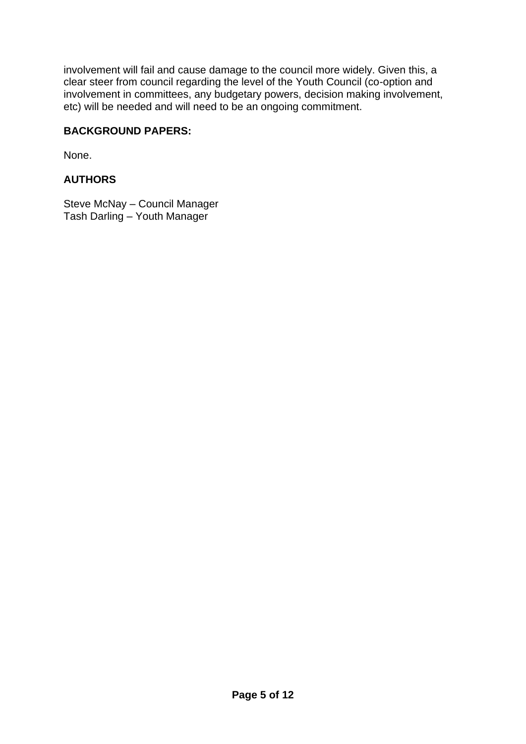involvement will fail and cause damage to the council more widely. Given this, a clear steer from council regarding the level of the Youth Council (co-option and involvement in committees, any budgetary powers, decision making involvement, etc) will be needed and will need to be an ongoing commitment.

**BACKGROUND PAPERS:**

None.

**AUTHORS**

Steve McNay – Council Manager
Tash Darling – Youth Manager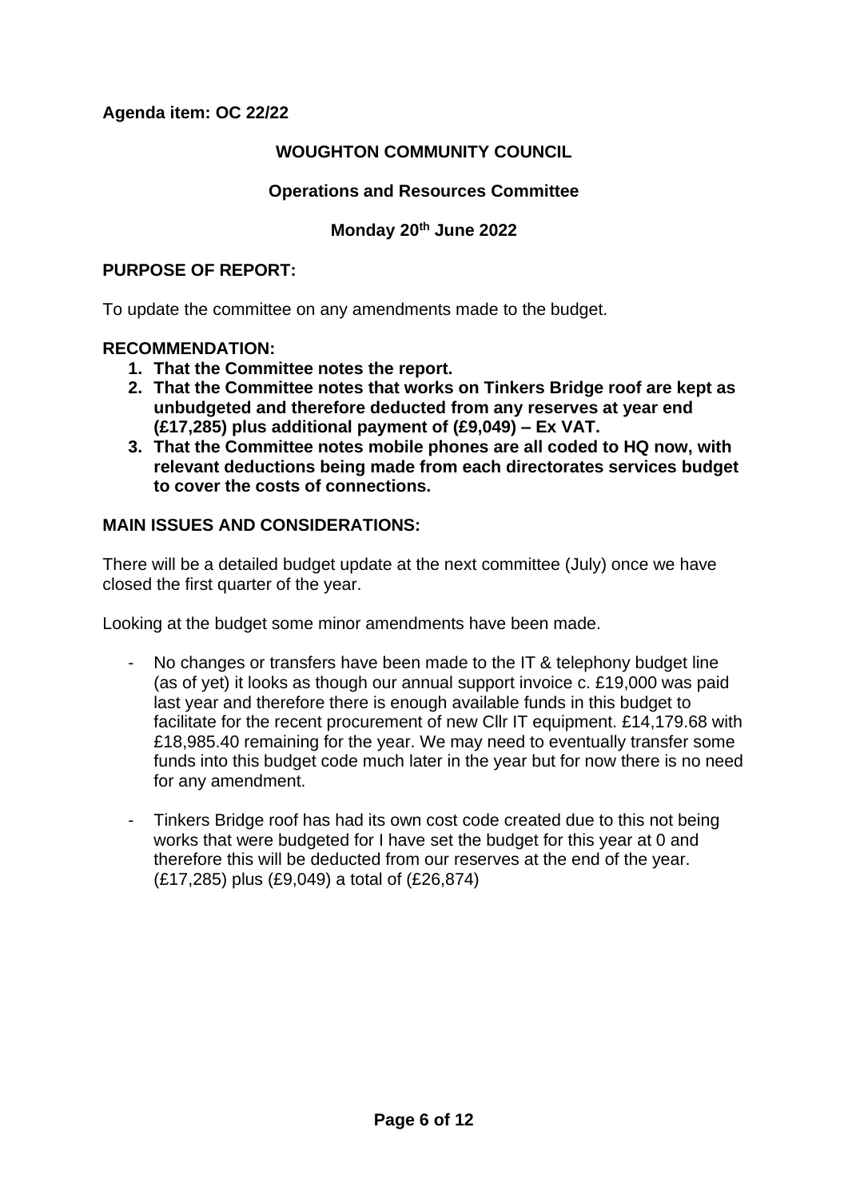**Agenda item: OC 22/22**

**WOUGHTON COMMUNITY COUNCIL**

**Operations and Resources Committee**

**Monday 20th June 2022**

**PURPOSE OF REPORT:**

To update the committee on any amendments made to the budget.

**RECOMMENDATION:**

1. **That the Committee notes the report.**
2. **That the Committee notes that works on Tinkers Bridge roof are kept as unbudgeted and therefore deducted from any reserves at year end (£17,285) plus additional payment of (£9,049) – Ex VAT.**
3. **That the Committee notes mobile phones are all coded to HQ now, with relevant deductions being made from each directorates services budget to cover the costs of connections.**

**MAIN ISSUES AND CONSIDERATIONS:**

There will be a detailed budget update at the next committee (July) once we have closed the first quarter of the year.

Looking at the budget some minor amendments have been made.

- No changes or transfers have been made to the IT & telephony budget line (as of yet) it looks as though our annual support invoice c. £19,000 was paid last year and therefore there is enough available funds in this budget to facilitate for the recent procurement of new Cllr IT equipment. £14,179.68 with £18,985.40 remaining for the year. We may need to eventually transfer some funds into this budget code much later in the year but for now there is no need for any amendment.

- Tinkers Bridge roof has had its own cost code created due to this not being works that were budgeted for I have set the budget for this year at 0 and therefore this will be deducted from our reserves at the end of the year. (£17,285) plus (£9,049) a total of (£26,874)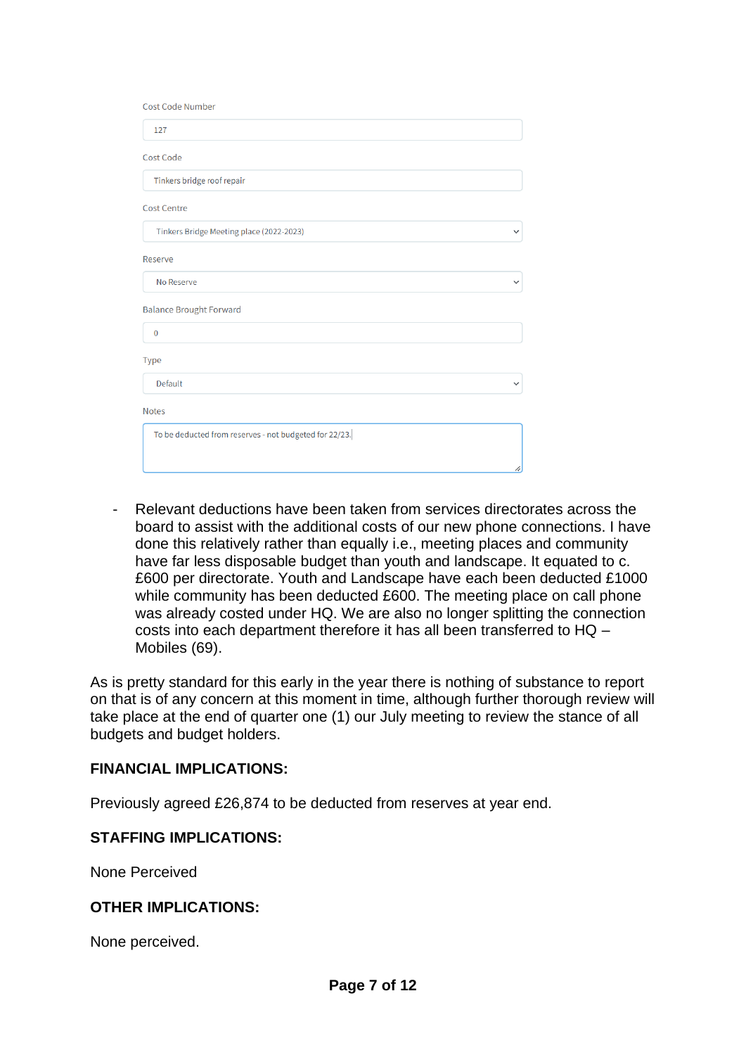Cost Code Number

127

Cost Code

Tinkers bridge roof repair

Cost Centre

Tinkers Bridge Meeting place (2022-2023)

Reserve

No Reserve

Balance Brought Forward

0

Type

Default

Notes

To be deducted from reserves - not budgeted for 22/23.

- Relevant deductions have been taken from services directorates across the board to assist with the additional costs of our new phone connections. I have done this relatively rather than equally i.e., meeting places and community have far less disposable budget than youth and landscape. It equated to c. £600 per directorate. Youth and Landscape have each been deducted £1000 while community has been deducted £600. The meeting place on call phone was already costed under HQ. We are also no longer splitting the connection costs into each department therefore it has all been transferred to HQ – Mobiles (69).

As is pretty standard for this early in the year there is nothing of substance to report on that is of any concern at this moment in time, although further thorough review will take place at the end of quarter one (1) our July meeting to review the stance of all budgets and budget holders.

**FINANCIAL IMPLICATIONS:**

Previously agreed £26,874 to be deducted from reserves at year end.

**STAFFING IMPLICATIONS:**

None Perceived

**OTHER IMPLICATIONS:**

None perceived.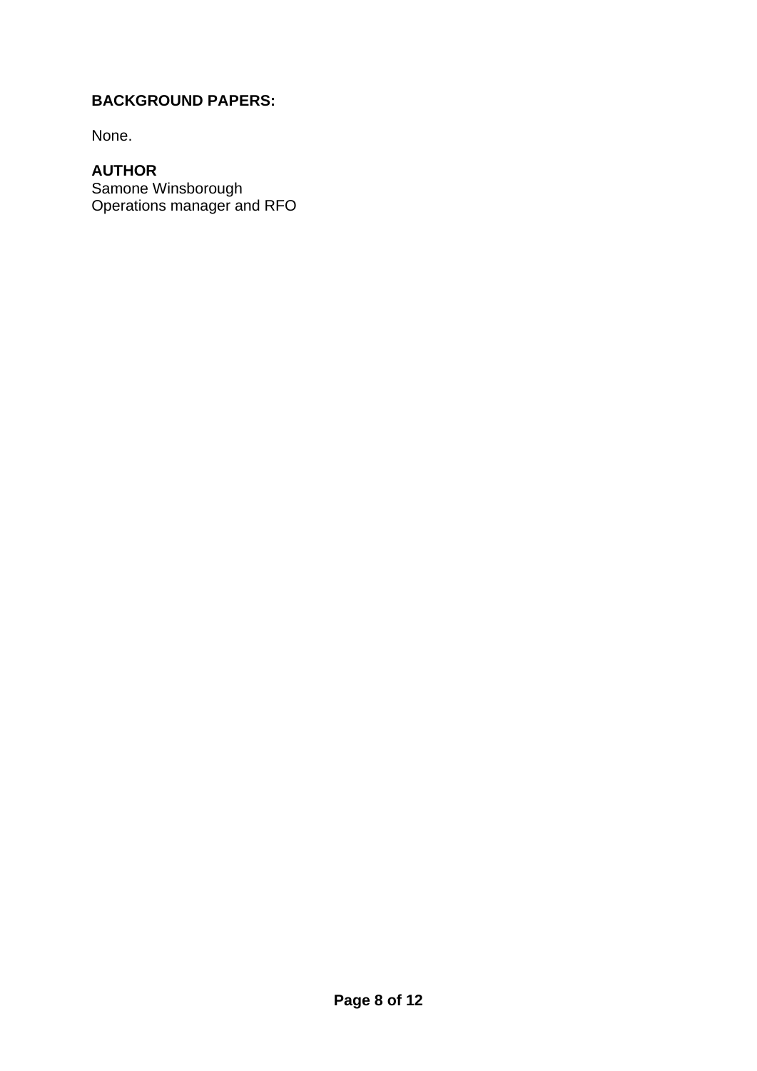**BACKGROUND PAPERS:**

None.

**AUTHOR**
Samone Winsborough
Operations manager and RFO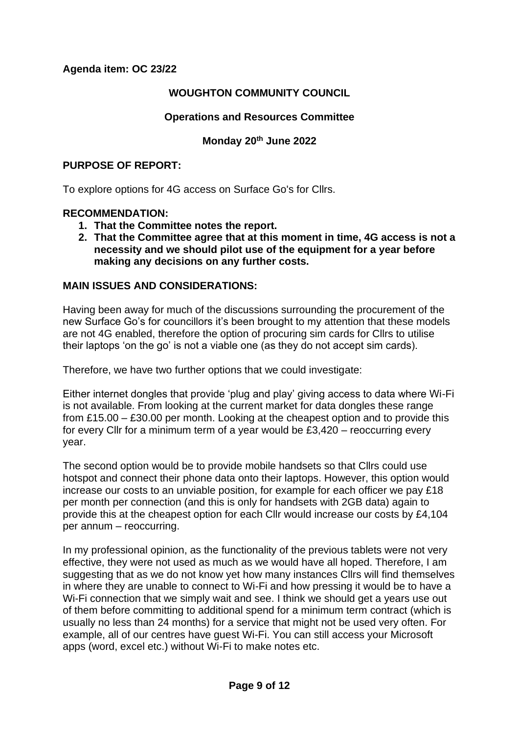**Agenda item: OC 23/22**

**WOUGHTON COMMUNITY COUNCIL**

**Operations and Resources Committee**

**Monday 20th June 2022**

**PURPOSE OF REPORT:**

To explore options for 4G access on Surface Go's for Cllrs.

**RECOMMENDATION:**

1. **That the Committee notes the report.**
2. **That the Committee agree that at this moment in time, 4G access is not a necessity and we should pilot use of the equipment for a year before making any decisions on any further costs.**

**MAIN ISSUES AND CONSIDERATIONS:**

Having been away for much of the discussions surrounding the procurement of the new Surface Go's for councillors it's been brought to my attention that these models are not 4G enabled, therefore the option of procuring sim cards for Cllrs to utilise their laptops 'on the go' is not a viable one (as they do not accept sim cards).

Therefore, we have two further options that we could investigate:

Either internet dongles that provide 'plug and play' giving access to data where Wi-Fi is not available. From looking at the current market for data dongles these range from £15.00 – £30.00 per month. Looking at the cheapest option and to provide this for every Cllr for a minimum term of a year would be £3,420 – reoccurring every year.

The second option would be to provide mobile handsets so that Cllrs could use hotspot and connect their phone data onto their laptops. However, this option would increase our costs to an unviable position, for example for each officer we pay £18 per month per connection (and this is only for handsets with 2GB data) again to provide this at the cheapest option for each Cllr would increase our costs by £4,104 per annum – reoccurring.

In my professional opinion, as the functionality of the previous tablets were not very effective, they were not used as much as we would have all hoped. Therefore, I am suggesting that as we do not know yet how many instances Cllrs will find themselves in where they are unable to connect to Wi-Fi and how pressing it would be to have a Wi-Fi connection that we simply wait and see. I think we should get a years use out of them before committing to additional spend for a minimum term contract (which is usually no less than 24 months) for a service that might not be used very often. For example, all of our centres have guest Wi-Fi. You can still access your Microsoft apps (word, excel etc.) without Wi-Fi to make notes etc.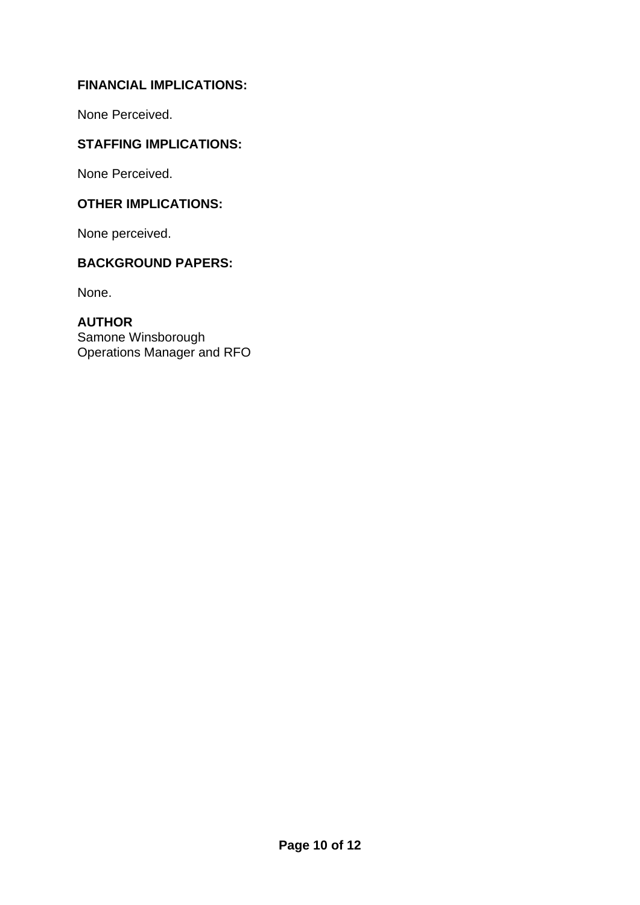**FINANCIAL IMPLICATIONS:**

None Perceived.

**STAFFING IMPLICATIONS:**

None Perceived.

**OTHER IMPLICATIONS:**

None perceived.

**BACKGROUND PAPERS:**

None.

**AUTHOR**
Samone Winsborough
Operations Manager and RFO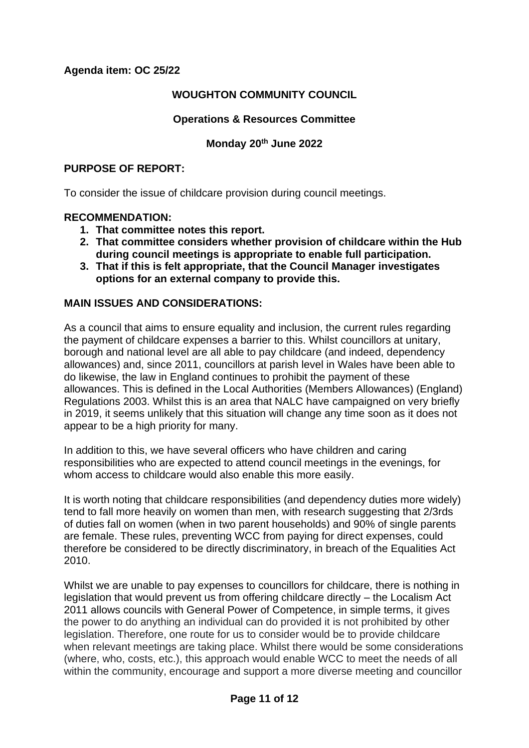**Agenda item: OC 25/22**

**WOUGHTON COMMUNITY COUNCIL**

**Operations & Resources Committee**

**Monday 20th June 2022**

**PURPOSE OF REPORT:**

To consider the issue of childcare provision during council meetings.

**RECOMMENDATION:**

1. **That committee notes this report.**
2. **That committee considers whether provision of childcare within the Hub during council meetings is appropriate to enable full participation.**
3. **That if this is felt appropriate, that the Council Manager investigates options for an external company to provide this.**

**MAIN ISSUES AND CONSIDERATIONS:**

As a council that aims to ensure equality and inclusion, the current rules regarding the payment of childcare expenses a barrier to this. Whilst councillors at unitary, borough and national level are all able to pay childcare (and indeed, dependency allowances) and, since 2011, councillors at parish level in Wales have been able to do likewise, the law in England continues to prohibit the payment of these allowances. This is defined in the Local Authorities (Members Allowances) (England) Regulations 2003. Whilst this is an area that NALC have campaigned on very briefly in 2019, it seems unlikely that this situation will change any time soon as it does not appear to be a high priority for many.

In addition to this, we have several officers who have children and caring responsibilities who are expected to attend council meetings in the evenings, for whom access to childcare would also enable this more easily.

It is worth noting that childcare responsibilities (and dependency duties more widely) tend to fall more heavily on women than men, with research suggesting that 2/3rds of duties fall on women (when in two parent households) and 90% of single parents are female. These rules, preventing WCC from paying for direct expenses, could therefore be considered to be directly discriminatory, in breach of the Equalities Act 2010.

Whilst we are unable to pay expenses to councillors for childcare, there is nothing in legislation that would prevent us from offering childcare directly – the Localism Act 2011 allows councils with General Power of Competence, in simple terms, it gives the power to do anything an individual can do provided it is not prohibited by other legislation. Therefore, one route for us to consider would be to provide childcare when relevant meetings are taking place. Whilst there would be some considerations (where, who, costs, etc.), this approach would enable WCC to meet the needs of all within the community, encourage and support a more diverse meeting and councillor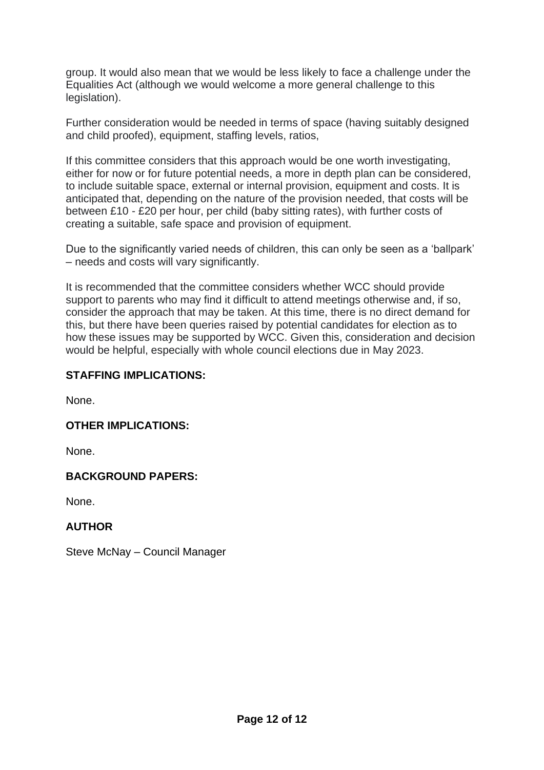group. It would also mean that we would be less likely to face a challenge under the Equalities Act (although we would welcome a more general challenge to this legislation).

Further consideration would be needed in terms of space (having suitably designed and child proofed), equipment, staffing levels, ratios,

If this committee considers that this approach would be one worth investigating, either for now or for future potential needs, a more in depth plan can be considered, to include suitable space, external or internal provision, equipment and costs. It is anticipated that, depending on the nature of the provision needed, that costs will be between £10 - £20 per hour, per child (baby sitting rates), with further costs of creating a suitable, safe space and provision of equipment.

Due to the significantly varied needs of children, this can only be seen as a 'ballpark' – needs and costs will vary significantly.

It is recommended that the committee considers whether WCC should provide support to parents who may find it difficult to attend meetings otherwise and, if so, consider the approach that may be taken. At this time, there is no direct demand for this, but there have been queries raised by potential candidates for election as to how these issues may be supported by WCC. Given this, consideration and decision would be helpful, especially with whole council elections due in May 2023.

**STAFFING IMPLICATIONS:**

None.

**OTHER IMPLICATIONS:**

None.

**BACKGROUND PAPERS:**

None.

**AUTHOR**

Steve McNay – Council Manager